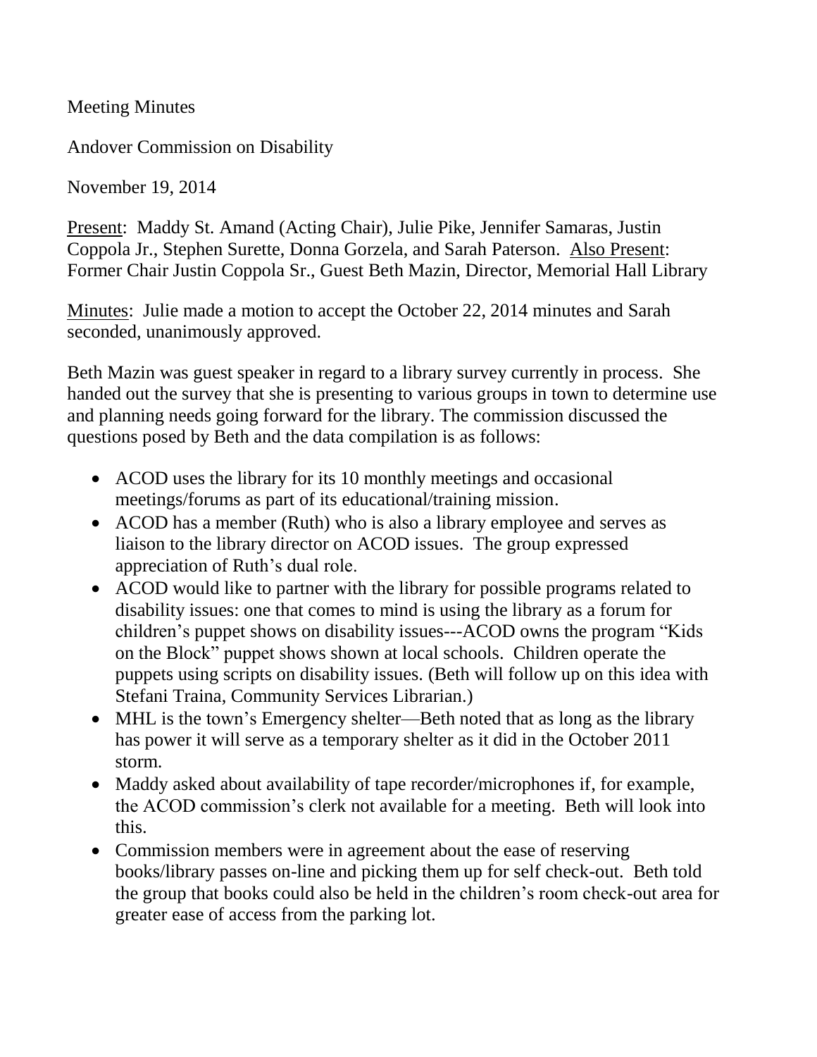Meeting Minutes

Andover Commission on Disability

November 19, 2014

Present: Maddy St. Amand (Acting Chair), Julie Pike, Jennifer Samaras, Justin Coppola Jr., Stephen Surette, Donna Gorzela, and Sarah Paterson. Also Present: Former Chair Justin Coppola Sr., Guest Beth Mazin, Director, Memorial Hall Library

Minutes: Julie made a motion to accept the October 22, 2014 minutes and Sarah seconded, unanimously approved.

Beth Mazin was guest speaker in regard to a library survey currently in process. She handed out the survey that she is presenting to various groups in town to determine use and planning needs going forward for the library. The commission discussed the questions posed by Beth and the data compilation is as follows:

- ACOD uses the library for its 10 monthly meetings and occasional meetings/forums as part of its educational/training mission.
- ACOD has a member (Ruth) who is also a library employee and serves as liaison to the library director on ACOD issues. The group expressed appreciation of Ruth's dual role.
- ACOD would like to partner with the library for possible programs related to disability issues: one that comes to mind is using the library as a forum for children's puppet shows on disability issues---ACOD owns the program "Kids on the Block" puppet shows shown at local schools. Children operate the puppets using scripts on disability issues. (Beth will follow up on this idea with Stefani Traina, Community Services Librarian.)
- MHL is the town's Emergency shelter—Beth noted that as long as the library has power it will serve as a temporary shelter as it did in the October 2011 storm.
- Maddy asked about availability of tape recorder/microphones if, for example, the ACOD commission's clerk not available for a meeting. Beth will look into this.
- Commission members were in agreement about the ease of reserving books/library passes on-line and picking them up for self check-out. Beth told the group that books could also be held in the children's room check-out area for greater ease of access from the parking lot.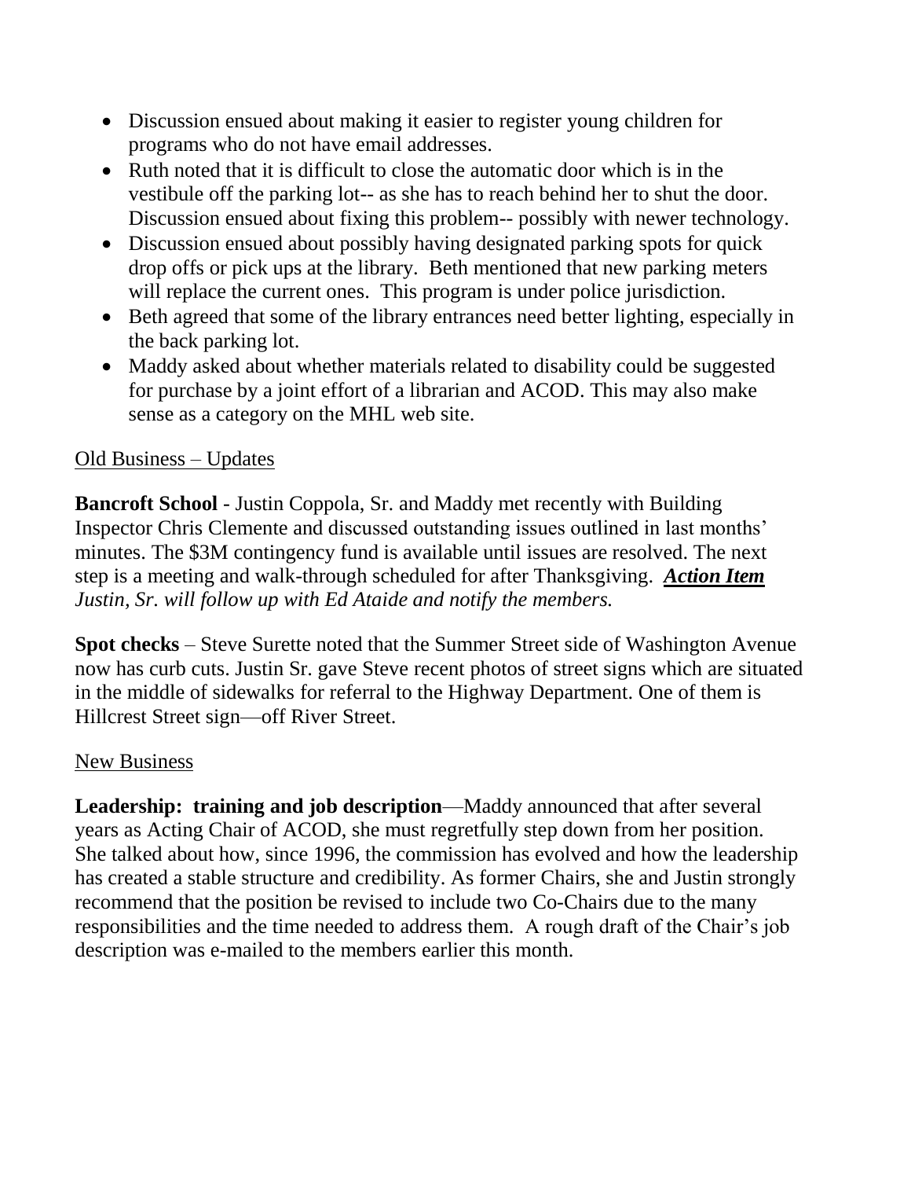- Discussion ensued about making it easier to register young children for programs who do not have email addresses.
- Ruth noted that it is difficult to close the automatic door which is in the vestibule off the parking lot-- as she has to reach behind her to shut the door. Discussion ensued about fixing this problem-- possibly with newer technology.
- Discussion ensued about possibly having designated parking spots for quick drop offs or pick ups at the library. Beth mentioned that new parking meters will replace the current ones. This program is under police jurisdiction.
- Beth agreed that some of the library entrances need better lighting, especially in the back parking lot.
- Maddy asked about whether materials related to disability could be suggested for purchase by a joint effort of a librarian and ACOD. This may also make sense as a category on the MHL web site.

<u>Old Business – Updates</u>

**Bancroft School** - Justin Coppola, Sr. and Maddy met recently with Building Inspector Chris Clemente and discussed outstanding issues outlined in last months' minutes. The $3M contingency fund is available until issues are resolved. The next step is a meeting and walk-through scheduled for after Thanksgiving. ***<u>Action Item</u>*** *Justin, Sr. will follow up with Ed Ataide and notify the members.*

**Spot checks** – Steve Surette noted that the Summer Street side of Washington Avenue now has curb cuts. Justin Sr. gave Steve recent photos of street signs which are situated in the middle of sidewalks for referral to the Highway Department. One of them is Hillcrest Street sign—off River Street.

<u>New Business</u>

**Leadership: training and job description**—Maddy announced that after several years as Acting Chair of ACOD, she must regretfully step down from her position. She talked about how, since 1996, the commission has evolved and how the leadership has created a stable structure and credibility. As former Chairs, she and Justin strongly recommend that the position be revised to include two Co-Chairs due to the many responsibilities and the time needed to address them. A rough draft of the Chair's job description was e-mailed to the members earlier this month.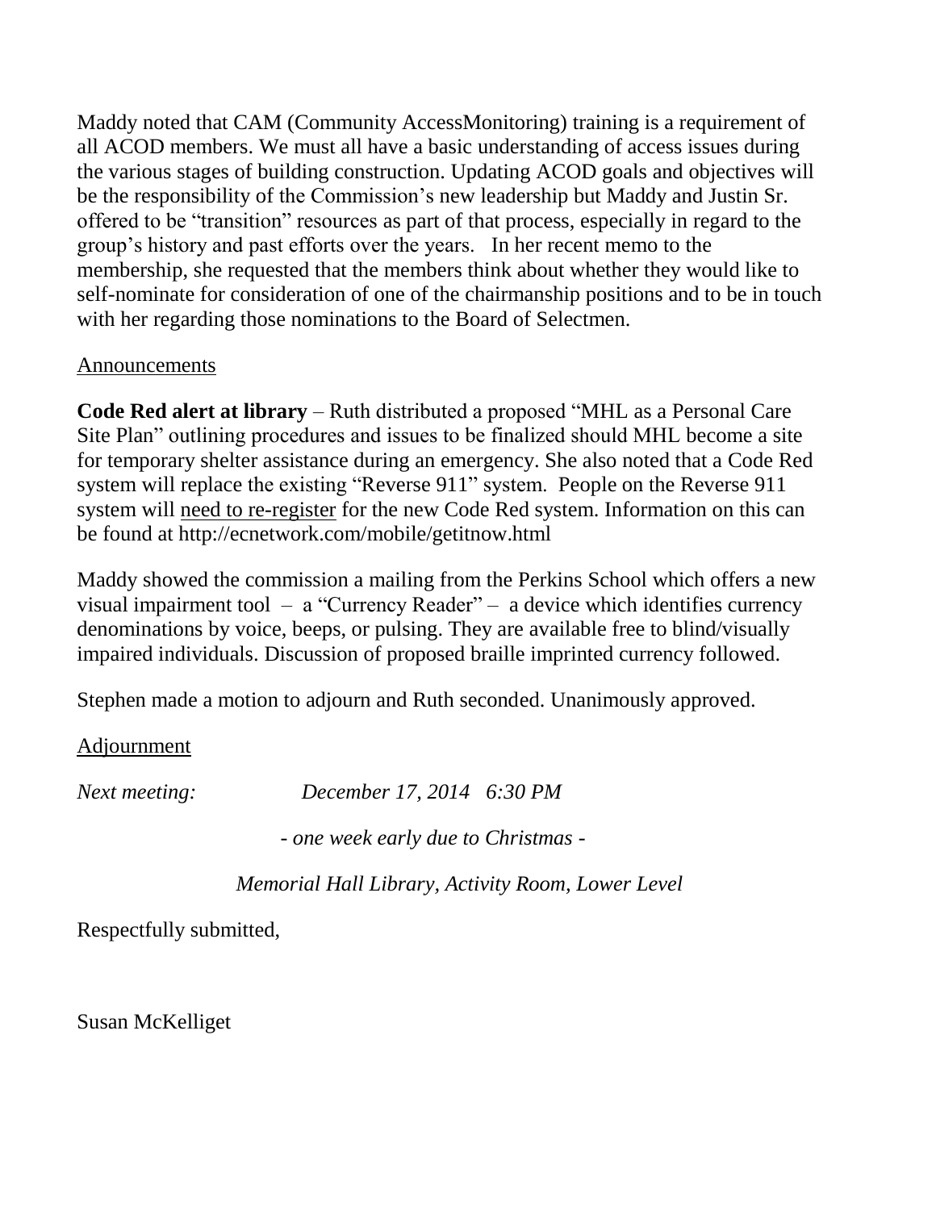Maddy noted that CAM (Community AccessMonitoring) training is a requirement of all ACOD members. We must all have a basic understanding of access issues during the various stages of building construction. Updating ACOD goals and objectives will be the responsibility of the Commission's new leadership but Maddy and Justin Sr. offered to be "transition" resources as part of that process, especially in regard to the group's history and past efforts over the years. In her recent memo to the membership, she requested that the members think about whether they would like to self-nominate for consideration of one of the chairmanship positions and to be in touch with her regarding those nominations to the Board of Selectmen.

<u>Announcements</u>

**Code Red alert at library** – Ruth distributed a proposed "MHL as a Personal Care Site Plan" outlining procedures and issues to be finalized should MHL become a site for temporary shelter assistance during an emergency. She also noted that a Code Red system will replace the existing "Reverse 911" system. People on the Reverse 911 system will <u>need to re-register</u> for the new Code Red system. Information on this can be found at http://ecnetwork.com/mobile/getitnow.html

Maddy showed the commission a mailing from the Perkins School which offers a new visual impairment tool – a "Currency Reader" – a device which identifies currency denominations by voice, beeps, or pulsing. They are available free to blind/visually impaired individuals. Discussion of proposed braille imprinted currency followed.

Stephen made a motion to adjourn and Ruth seconded. Unanimously approved.

<u>Adjournment</u>

*Next meeting:* *December 17, 2014 6:30 PM*

*- one week early due to Christmas -*

*Memorial Hall Library, Activity Room, Lower Level*

Respectfully submitted,

Susan McKelliget